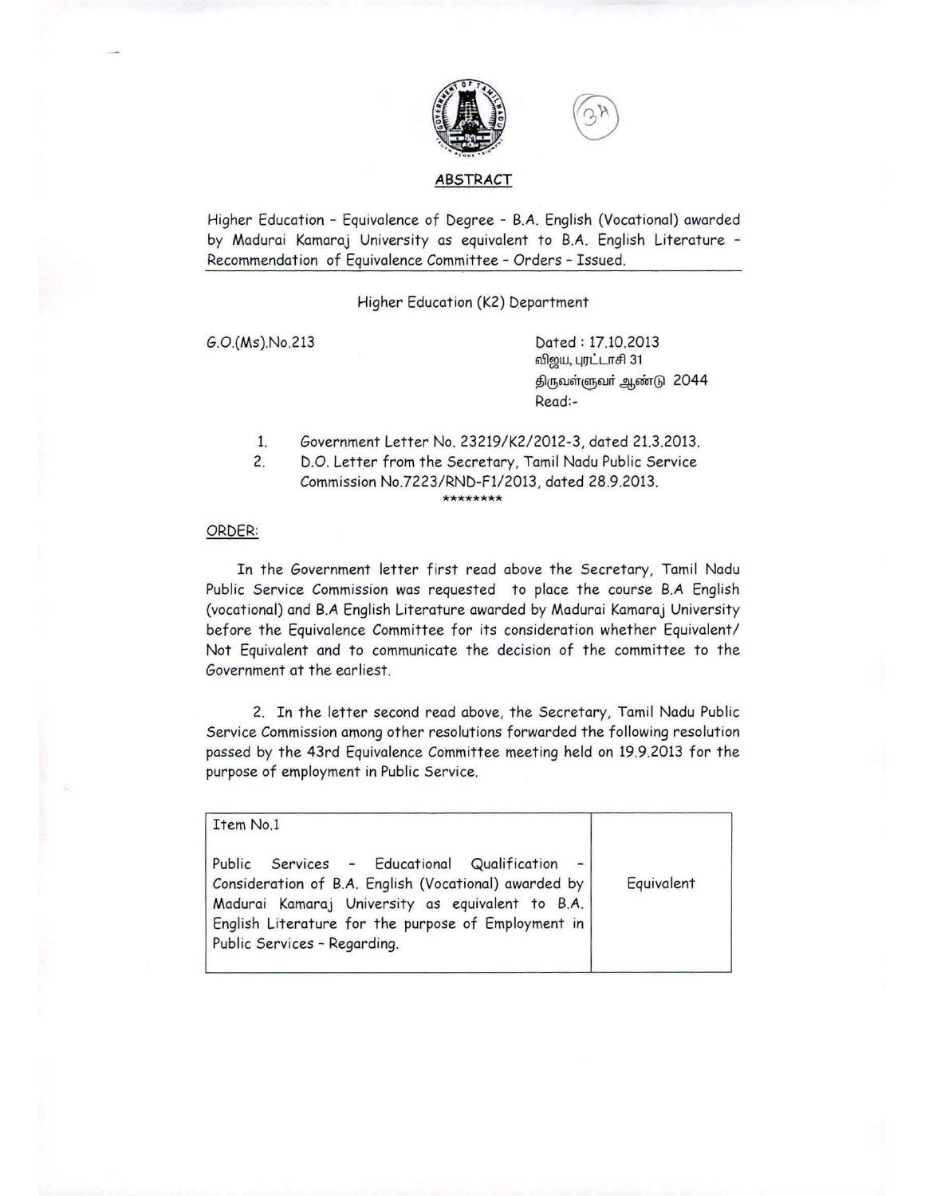## ABSTRACT

Higher Education - Equivalence of Degree - B.A. English (Vocational) awarded by Madurai Kamaraj University as equivalent to B.A. English Literature - Recommendation of Equivalence Committee - Orders - Issued.

Higher Education (K2) Department

G.O.(Ms).No.213

Dated : 17.10.2013
விஜய, புரட்டாசி 31
திருவள்ளுவர் ஆண்டு 2044
Read:-

1. Government Letter No. 23219/K2/2012-3, dated 21.3.2013.
2. D.O. Letter from the Secretary, Tamil Nadu Public Service Commission No.7223/RND-F1/2013, dated 28.9.2013.

********

ORDER:

In the Government letter first read above the Secretary, Tamil Nadu Public Service Commission was requested to place the course B.A English (vocational) and B.A English Literature awarded by Madurai Kamaraj University before the Equivalence Committee for its consideration whether Equivalent/ Not Equivalent and to communicate the decision of the committee to the Government at the earliest.

2. In the letter second read above, the Secretary, Tamil Nadu Public Service Commission among other resolutions forwarded the following resolution passed by the 43rd Equivalence Committee meeting held on 19.9.2013 for the purpose of employment in Public Service.

| Item No.1<br><br>Public Services - Educational Qualification - Consideration of B.A. English (Vocational) awarded by Madurai Kamaraj University as equivalent to B.A. English Literature for the purpose of Employment in Public Services - Regarding. | Equivalent |
|---|---|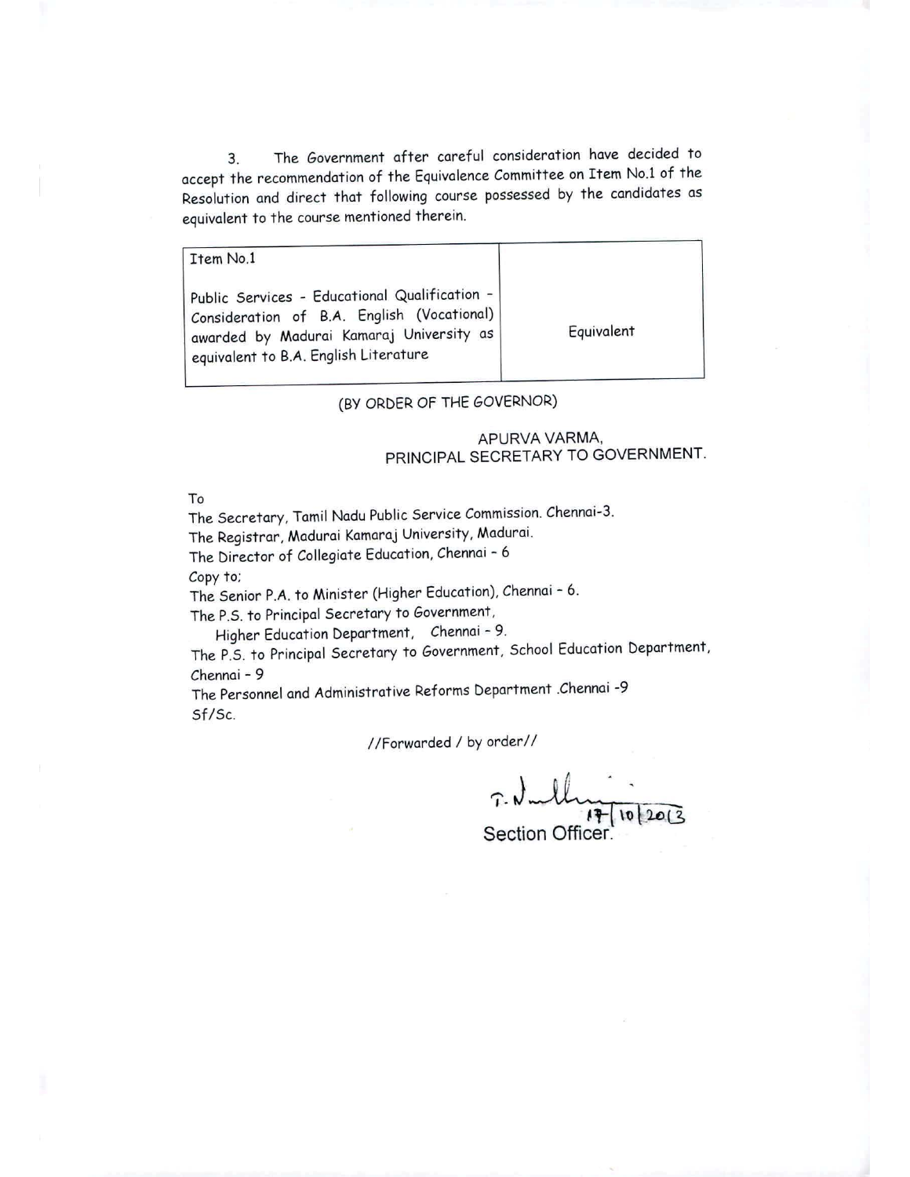3. The Government after careful consideration have decided to accept the recommendation of the Equivalence Committee on Item No.1 of the Resolution and direct that following course possessed by the candidates as equivalent to the course mentioned therein.

| | |
|---|---|
| Item No.1<br><br>Public Services - Educational Qualification - Consideration of B.A. English (Vocational) awarded by Madurai Kamaraj University as equivalent to B.A. English Literature | Equivalent |

(BY ORDER OF THE GOVERNOR)

APURVA VARMA,
PRINCIPAL SECRETARY TO GOVERNMENT.

To
The Secretary, Tamil Nadu Public Service Commission. Chennai-3.
The Registrar, Madurai Kamaraj University, Madurai.
The Director of Collegiate Education, Chennai - 6
Copy to;
The Senior P.A. to Minister (Higher Education), Chennai - 6.
The P.S. to Principal Secretary to Government,
Higher Education Department, Chennai - 9.
The P.S. to Principal Secretary to Government, School Education Department, Chennai - 9
The Personnel and Administrative Reforms Department .Chennai -9
Sf/Sc.

//Forwarded / by order//

17/10/2013
Section Officer.